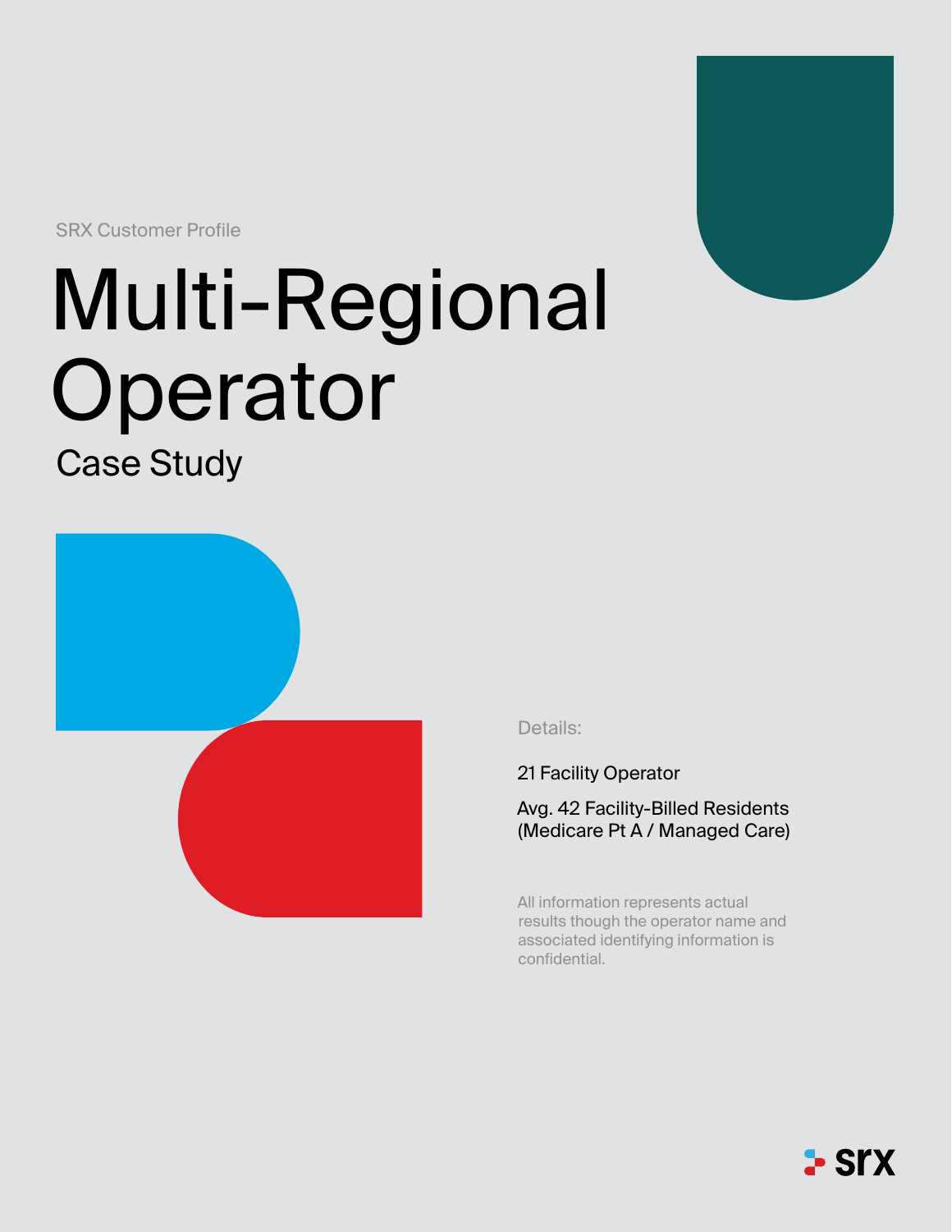SRX Customer Profile

# Multi-Regional Operator

## Case Study

Details:

21 Facility Operator

Avg. 42 Facility-Billed Residents (Medicare Pt A / Managed Care)

All information represents actual results though the operator name and associated identifying information is confidential.

srx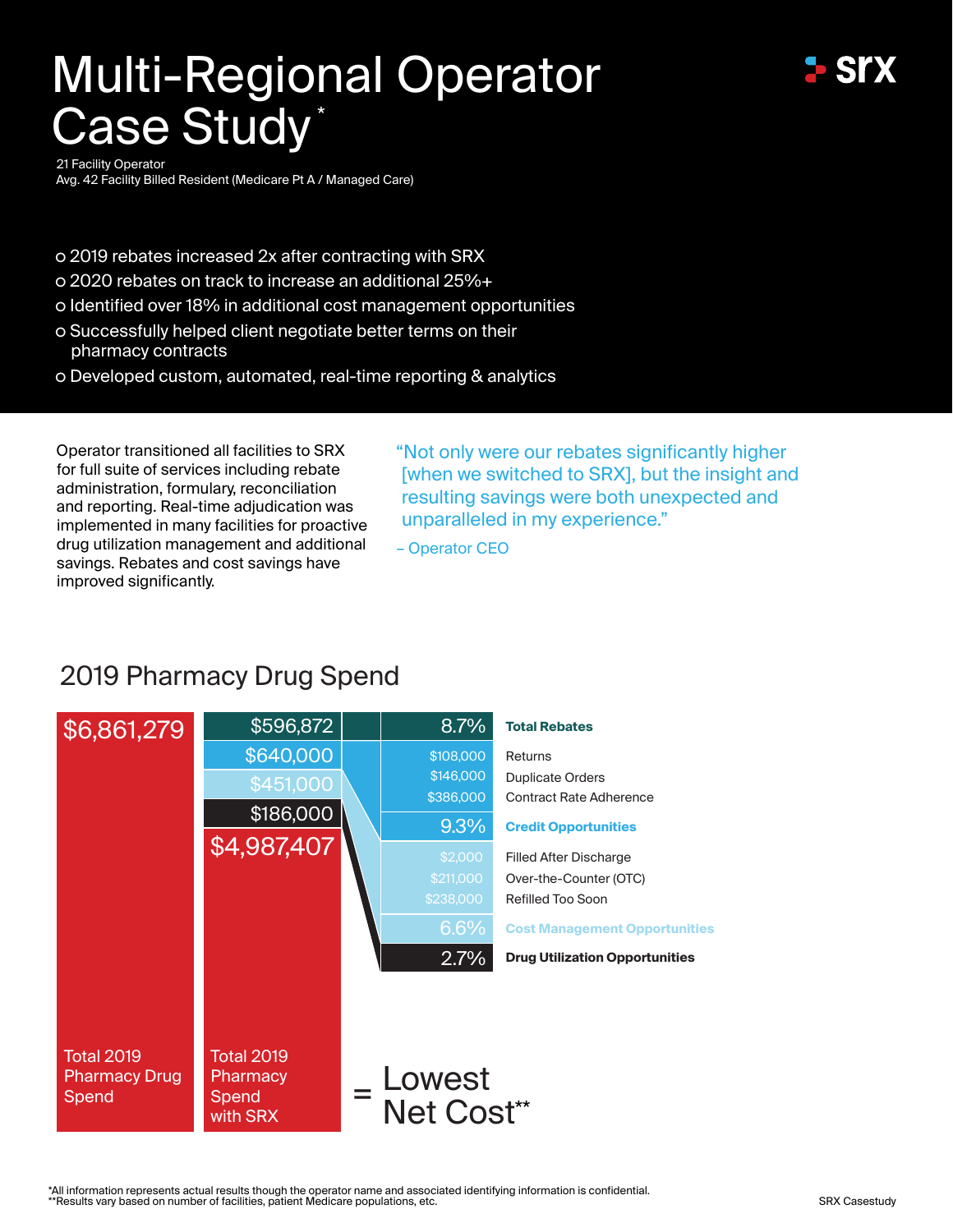# Multi-Regional Operator Case Study*

21 Facility Operator
Avg. 42 Facility Billed Resident (Medicare Pt A / Managed Care)

- 2019 rebates increased 2x after contracting with SRX
- 2020 rebates on track to increase an additional 25%+
- Identified over 18% in additional cost management opportunities
- Successfully helped client negotiate better terms on their pharmacy contracts
- Developed custom, automated, real-time reporting & analytics

Operator transitioned all facilities to SRX for full suite of services including rebate administration, formulary, reconciliation and reporting. Real-time adjudication was implemented in many facilities for proactive drug utilization management and additional savings. Rebates and cost savings have improved significantly.

"Not only were our rebates significantly higher [when we switched to SRX], but the insight and resulting savings were both unexpected and unparalleled in my experience."

– Operator CEO

## 2019 Pharmacy Drug Spend

| Total 2019 Pharmacy Drug Spend | Amount | | % | Category |
|---|---|---|---|---|
| $6,861,279 | $596,872 | | 8.7% | **Total Rebates** |
| | $640,000 | $108,000 | | Returns |
| | | $146,000 | | Duplicate Orders |
| | | $386,000 | | Contract Rate Adherence |
| | | | 9.3% | **Credit Opportunities** |
| | $451,000 | $2,000 | | Filled After Discharge |
| | | $211,000 | | Over-the-Counter (OTC) |
| | | $238,000 | | Refilled Too Soon |
| | | | 6.6% | **Cost Management Opportunities** |
| | $186,000 | | 2.7% | **Drug Utilization Opportunities** |
| | $4,987,407 (Total 2019 Pharmacy Spend with SRX) | | | = Lowest Net Cost** |

*All information represents actual results though the operator name and associated identifying information is confidential.
**Results vary based on number of facilities, patient Medicare populations, etc.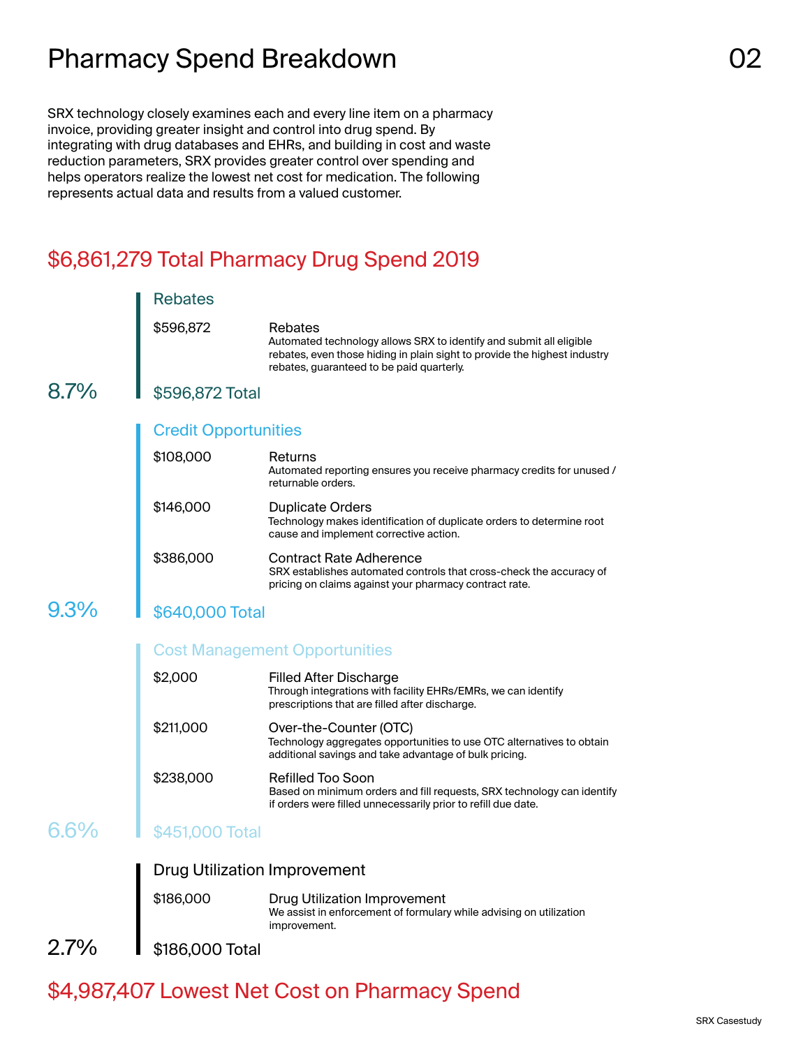# Pharmacy Spend Breakdown

SRX technology closely examines each and every line item on a pharmacy invoice, providing greater insight and control into drug spend. By integrating with drug databases and EHRs, and building in cost and waste reduction parameters, SRX provides greater control over spending and helps operators realize the lowest net cost for medication. The following represents actual data and results from a valued customer.

## $6,861,279 Total Pharmacy Drug Spend 2019

### Rebates

**$596,872** — **Rebates**
Automated technology allows SRX to identify and submit all eligible rebates, even those hiding in plain sight to provide the highest industry rebates, guaranteed to be paid quarterly.

**8.7%** — $596,872 Total

### Credit Opportunities

**$108,000** — **Returns**
Automated reporting ensures you receive pharmacy credits for unused / returnable orders.

**$146,000** — **Duplicate Orders**
Technology makes identification of duplicate orders to determine root cause and implement corrective action.

**$386,000** — **Contract Rate Adherence**
SRX establishes automated controls that cross-check the accuracy of pricing on claims against your pharmacy contract rate.

**9.3%** — $640,000 Total

### Cost Management Opportunities

**$2,000** — **Filled After Discharge**
Through integrations with facility EHRs/EMRs, we can identify prescriptions that are filled after discharge.

**$211,000** — **Over-the-Counter (OTC)**
Technology aggregates opportunities to use OTC alternatives to obtain additional savings and take advantage of bulk pricing.

**$238,000** — **Refilled Too Soon**
Based on minimum orders and fill requests, SRX technology can identify if orders were filled unnecessarily prior to refill due date.

**6.6%** — $451,000 Total

### Drug Utilization Improvement

**$186,000** — **Drug Utilization Improvement**
We assist in enforcement of formulary while advising on utilization improvement.

**2.7%** — $186,000 Total

## $4,987,407 Lowest Net Cost on Pharmacy Spend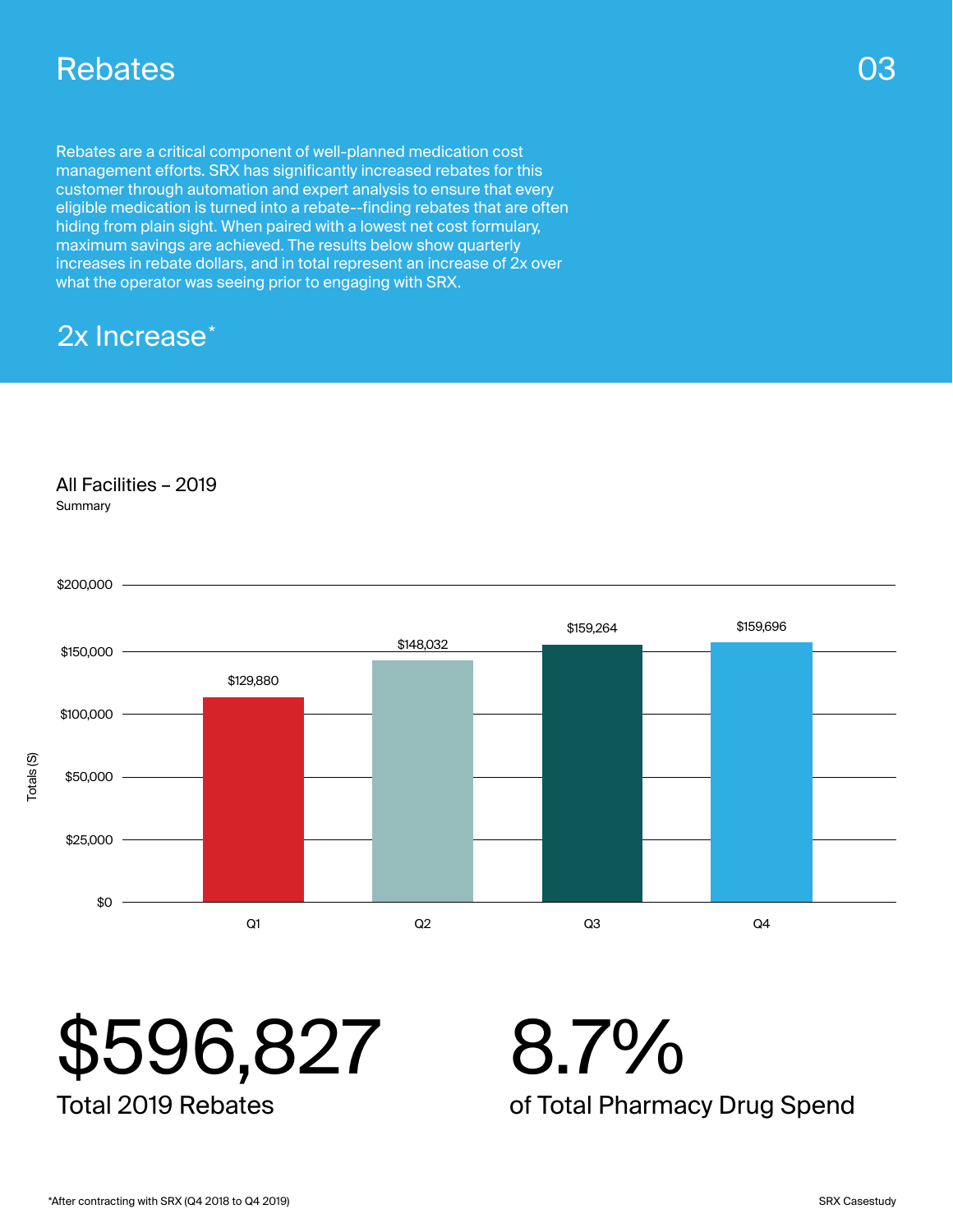# Rebates

Rebates are a critical component of well-planned medication cost management efforts. SRX has significantly increased rebates for this customer through automation and expert analysis to ensure that every eligible medication is turned into a rebate--finding rebates that are often hiding from plain sight. When paired with a lowest net cost formulary, maximum savings are achieved. The results below show quarterly increases in rebate dollars, and in total represent an increase of 2x over what the operator was seeing prior to engaging with SRX.

## 2x Increase*

### All Facilities – 2019

Summary

| Quarter | Totals ($) |
| --- | --- |
| Q1 | $129,880 |
| Q2 | $148,032 |
| Q3 | $159,264 |
| Q4 | $159,696 |

**$596,827**
Total 2019 Rebates

**8.7%**
of Total Pharmacy Drug Spend

*After contracting with SRX (Q4 2018 to Q4 2019)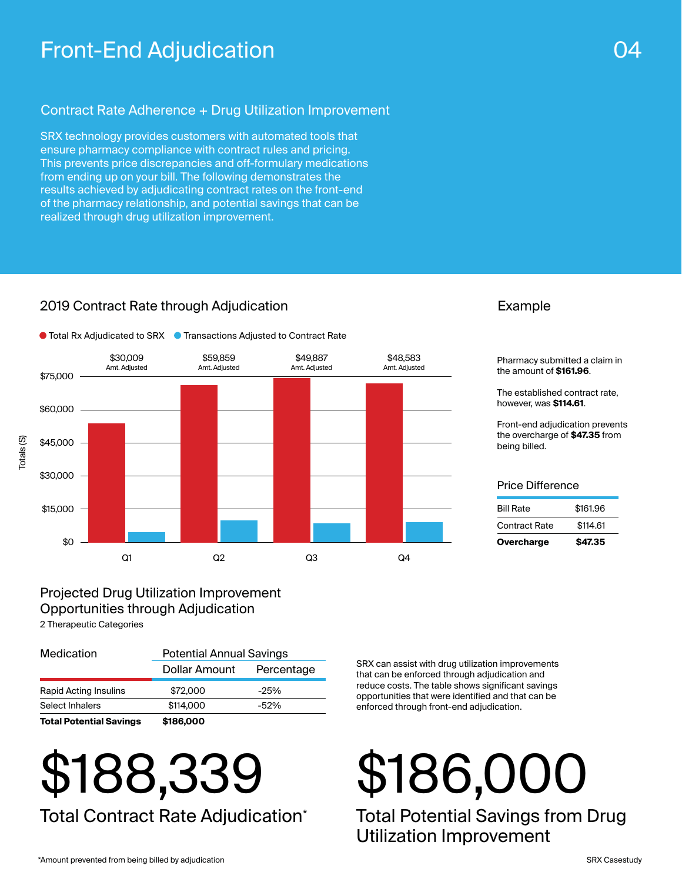# Front-End Adjudication

04

## Contract Rate Adherence + Drug Utilization Improvement

SRX technology provides customers with automated tools that ensure pharmacy compliance with contract rules and pricing. This prevents price discrepancies and off-formulary medications from ending up on your bill. The following demonstrates the results achieved by adjudicating contract rates on the front-end of the pharmacy relationship, and potential savings that can be realized through drug utilization improvement.

### 2019 Contract Rate through Adjudication

● Total Rx Adjudicated to SRX ● Transactions Adjusted to Contract Rate

| | Q1 | Q2 | Q3 | Q4 |
|---|---|---|---|---|
| Amt. Adjusted | $30,009 | $59,859 | $49,887 | $48,583 |

Totals ($): $0, $15,000, $30,000, $45,000, $60,000, $75,000

### Example

Pharmacy submitted a claim in the amount of **$161.96**.

The established contract rate, however, was **$114.61**.

Front-end adjudication prevents the overcharge of **$47.35** from being billed.

#### Price Difference

| | |
|---|---|
| Bill Rate | $161.96 |
| Contract Rate | $114.61 |
| **Overcharge** | **$47.35** |

### Projected Drug Utilization Improvement Opportunities through Adjudication

2 Therapeutic Categories

| Medication | Potential Annual Savings | |
|---|---|---|
| | Dollar Amount | Percentage |
| Rapid Acting Insulins | $72,000 | -25% |
| Select Inhalers | $114,000 | -52% |
| **Total Potential Savings** | **$186,000** | |

SRX can assist with drug utilization improvements that can be enforced through adjudication and reduce costs. The table shows significant savings opportunities that were identified and that can be enforced through front-end adjudication.

# $188,339

Total Contract Rate Adjudication*

# $186,000

Total Potential Savings from Drug Utilization Improvement

*Amount prevented from being billed by adjudication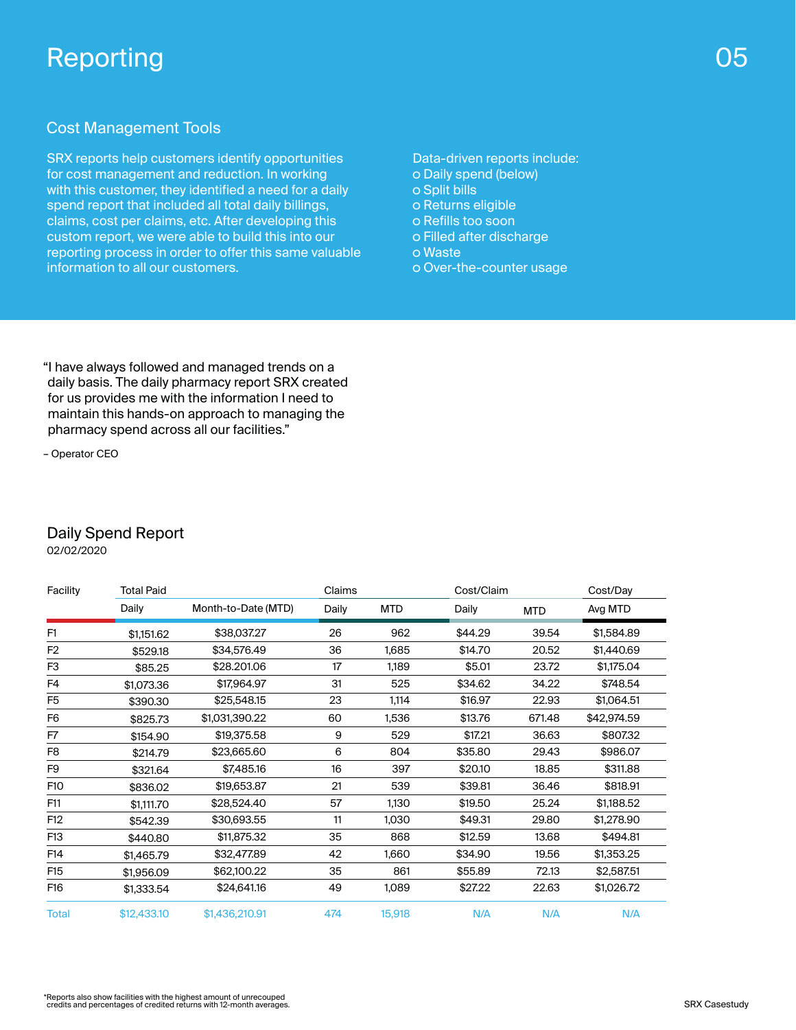# Reporting

## Cost Management Tools

SRX reports help customers identify opportunities for cost management and reduction. In working with this customer, they identified a need for a daily spend report that included all total daily billings, claims, cost per claims, etc. After developing this custom report, we were able to build this into our reporting process in order to offer this same valuable information to all our customers.

Data-driven reports include:

- Daily spend (below)
- Split bills
- Returns eligible
- Refills too soon
- Filled after discharge
- Waste
- Over-the-counter usage

"I have always followed and managed trends on a daily basis. The daily pharmacy report SRX created for us provides me with the information I need to maintain this hands-on approach to managing the pharmacy spend across all our facilities."

– Operator CEO

## Daily Spend Report

02/02/2020

| Facility | Total Paid | | Claims | | Cost/Claim | | Cost/Day |
|---|---|---|---|---|---|---|---|
| | Daily | Month-to-Date (MTD) | Daily | MTD | Daily | MTD | Avg MTD |
| F1 | $1,151.62 | $38,037.27 | 26 | 962 | $44.29 | 39.54 | $1,584.89 |
| F2 | $529.18 | $34,576.49 | 36 | 1,685 | $14.70 | 20.52 | $1,440.69 |
| F3 | $85.25 | $28.201.06 | 17 | 1,189 | $5.01 | 23.72 | $1,175.04 |
| F4 | $1,073.36 | $17,964.97 | 31 | 525 | $34.62 | 34.22 | $748.54 |
| F5 | $390.30 | $25,548.15 | 23 | 1,114 | $16.97 | 22.93 | $1,064.51 |
| F6 | $825.73 | $1,031,390.22 | 60 | 1,536 | $13.76 | 671.48 | $42,974.59 |
| F7 | $154.90 | $19,375.58 | 9 | 529 | $17.21 | 36.63 | $807.32 |
| F8 | $214.79 | $23,665.60 | 6 | 804 | $35.80 | 29.43 | $986.07 |
| F9 | $321.64 | $7,485.16 | 16 | 397 | $20.10 | 18.85 | $311.88 |
| F10 | $836.02 | $19,653.87 | 21 | 539 | $39.81 | 36.46 | $818.91 |
| F11 | $1,111.70 | $28,524.40 | 57 | 1,130 | $19.50 | 25.24 | $1,188.52 |
| F12 | $542.39 | $30,693.55 | 11 | 1,030 | $49.31 | 29.80 | $1,278.90 |
| F13 | $440.80 | $11,875.32 | 35 | 868 | $12.59 | 13.68 | $494.81 |
| F14 | $1,465.79 | $32,477.89 | 42 | 1,660 | $34.90 | 19.56 | $1,353.25 |
| F15 | $1,956.09 | $62,100.22 | 35 | 861 | $55.89 | 72.13 | $2,587.51 |
| F16 | $1,333.54 | $24,641.16 | 49 | 1,089 | $27.22 | 22.63 | $1,026.72 |
| Total | $12,433.10 | $1,436,210.91 | 474 | 15,918 | N/A | N/A | N/A |

*Reports also show facilities with the highest amount of unrecouped credits and percentages of credited returns with 12-month averages.